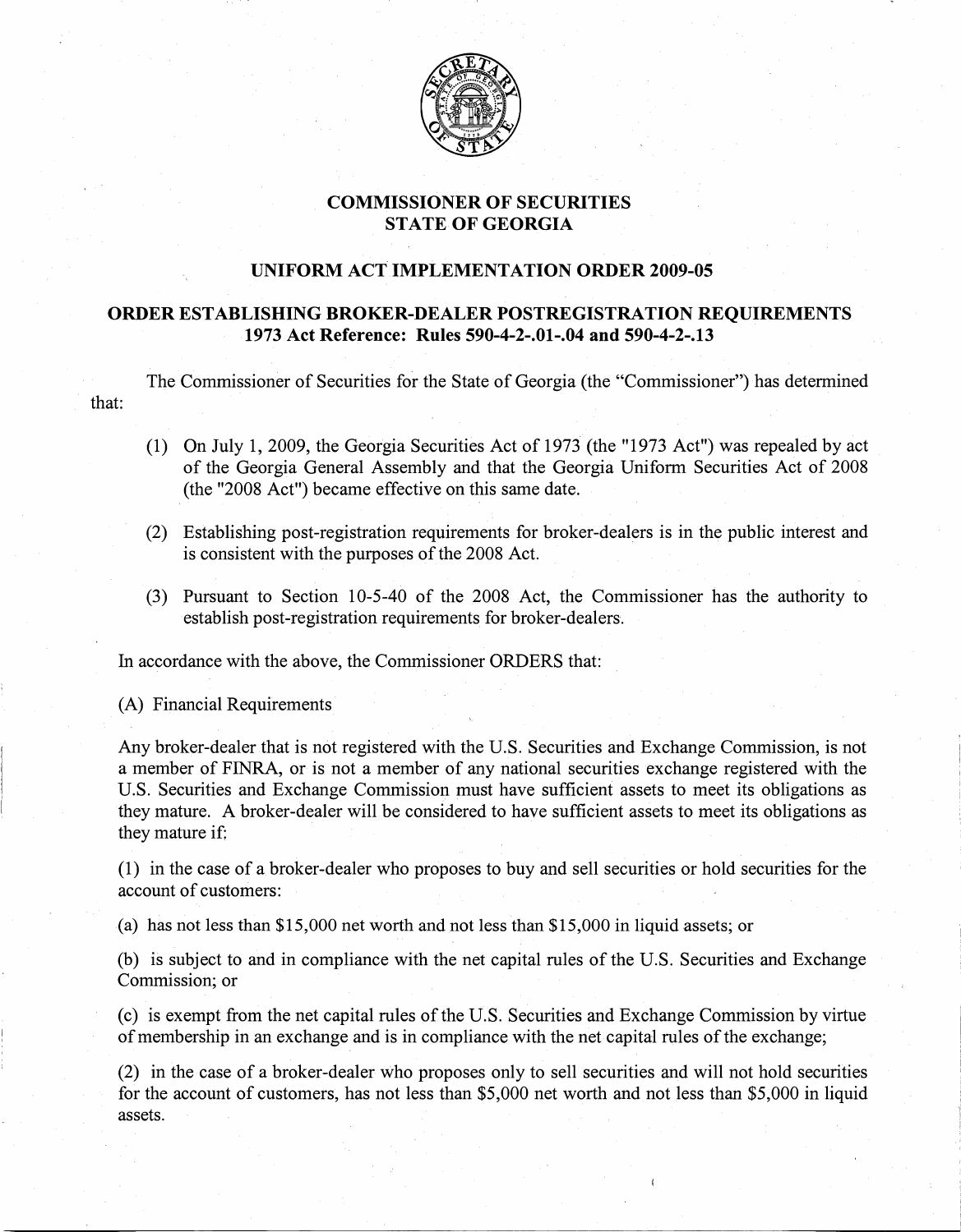## COMMISSIONER OF SECURITIES
## STATE OF GEORGIA

### UNIFORM ACT IMPLEMENTATION ORDER 2009-05

### ORDER ESTABLISHING BROKER-DEALER POSTREGISTRATION REQUIREMENTS
### 1973 Act Reference: Rules 590-4-2-.01-.04 and 590-4-2-.13

The Commissioner of Securities for the State of Georgia (the "Commissioner") has determined that:

(1) On July 1, 2009, the Georgia Securities Act of 1973 (the "1973 Act") was repealed by act of the Georgia General Assembly and that the Georgia Uniform Securities Act of 2008 (the "2008 Act") became effective on this same date.

(2) Establishing post-registration requirements for broker-dealers is in the public interest and is consistent with the purposes of the 2008 Act.

(3) Pursuant to Section 10-5-40 of the 2008 Act, the Commissioner has the authority to establish post-registration requirements for broker-dealers.

In accordance with the above, the Commissioner ORDERS that:

(A) Financial Requirements

Any broker-dealer that is not registered with the U.S. Securities and Exchange Commission, is not a member of FINRA, or is not a member of any national securities exchange registered with the U.S. Securities and Exchange Commission must have sufficient assets to meet its obligations as they mature. A broker-dealer will be considered to have sufficient assets to meet its obligations as they mature if:

(1) in the case of a broker-dealer who proposes to buy and sell securities or hold securities for the account of customers:

(a) has not less than $15,000 net worth and not less than $15,000 in liquid assets; or

(b) is subject to and in compliance with the net capital rules of the U.S. Securities and Exchange Commission; or

(c) is exempt from the net capital rules of the U.S. Securities and Exchange Commission by virtue of membership in an exchange and is in compliance with the net capital rules of the exchange;

(2) in the case of a broker-dealer who proposes only to sell securities and will not hold securities for the account of customers, has not less than $5,000 net worth and not less than $5,000 in liquid assets.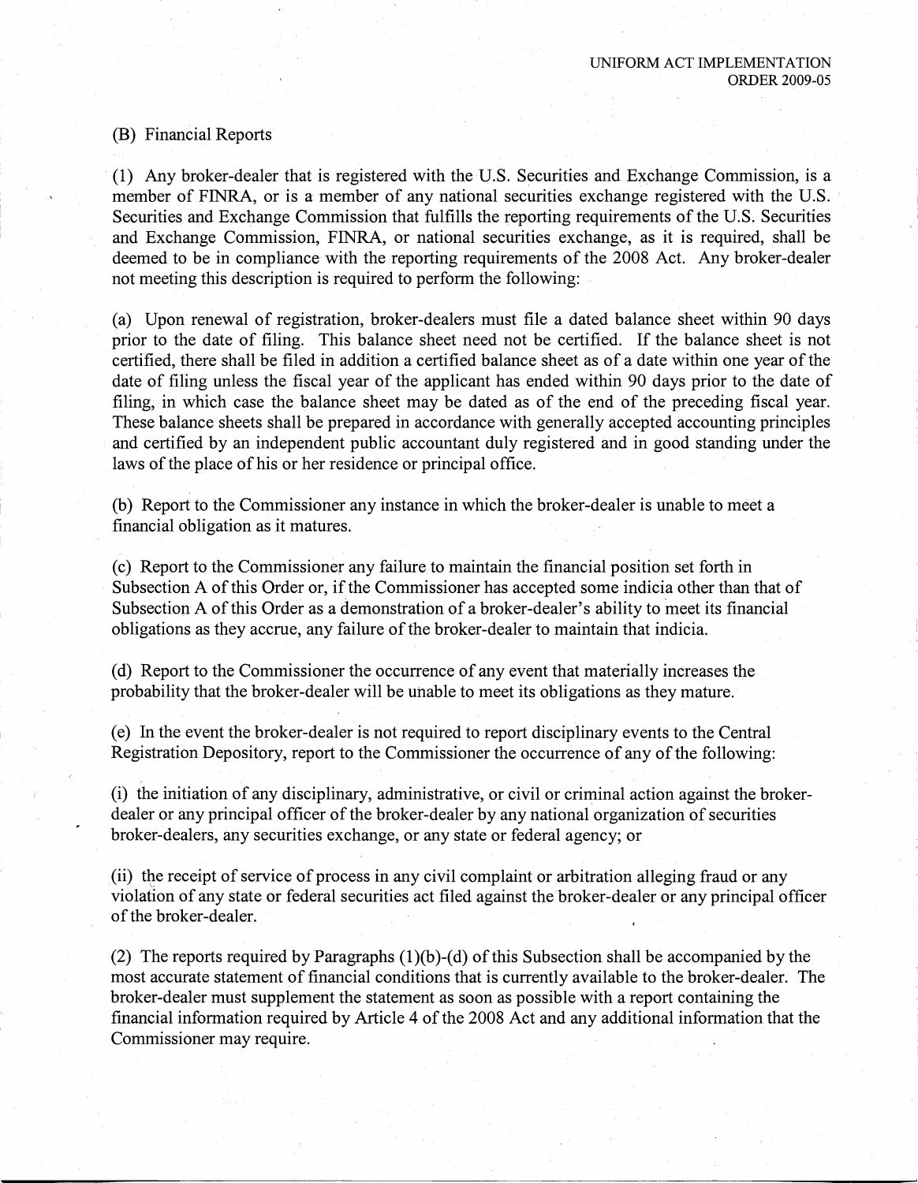(B) Financial Reports

(1) Any broker-dealer that is registered with the U.S. Securities and Exchange Commission, is a member of FINRA, or is a member of any national securities exchange registered with the U.S. Securities and Exchange Commission that fulfills the reporting requirements of the U.S. Securities and Exchange Commission, FINRA, or national securities exchange, as it is required, shall be deemed to be in compliance with the reporting requirements of the 2008 Act. Any broker-dealer not meeting this description is required to perform the following:

(a) Upon renewal of registration, broker-dealers must file a dated balance sheet within 90 days prior to the date of filing. This balance sheet need not be certified. If the balance sheet is not certified, there shall be filed in addition a certified balance sheet as of a date within one year of the date of filing unless the fiscal year of the applicant has ended within 90 days prior to the date of filing, in which case the balance sheet may be dated as of the end of the preceding fiscal year. These balance sheets shall be prepared in accordance with generally accepted accounting principles and certified by an independent public accountant duly registered and in good standing under the laws of the place of his or her residence or principal office.

(b) Report to the Commissioner any instance in which the broker-dealer is unable to meet a financial obligation as it matures.

(c) Report to the Commissioner any failure to maintain the financial position set forth in Subsection A of this Order or, if the Commissioner has accepted some indicia other than that of Subsection A of this Order as a demonstration of a broker-dealer's ability to meet its financial obligations as they accrue, any failure of the broker-dealer to maintain that indicia.

(d) Report to the Commissioner the occurrence of any event that materially increases the probability that the broker-dealer will be unable to meet its obligations as they mature.

(e) In the event the broker-dealer is not required to report disciplinary events to the Central Registration Depository, report to the Commissioner the occurrence of any of the following:

(i) the initiation of any disciplinary, administrative, or civil or criminal action against the broker-dealer or any principal officer of the broker-dealer by any national organization of securities broker-dealers, any securities exchange, or any state or federal agency; or

(ii) the receipt of service of process in any civil complaint or arbitration alleging fraud or any violation of any state or federal securities act filed against the broker-dealer or any principal officer of the broker-dealer.

(2) The reports required by Paragraphs (1)(b)-(d) of this Subsection shall be accompanied by the most accurate statement of financial conditions that is currently available to the broker-dealer. The broker-dealer must supplement the statement as soon as possible with a report containing the financial information required by Article 4 of the 2008 Act and any additional information that the Commissioner may require.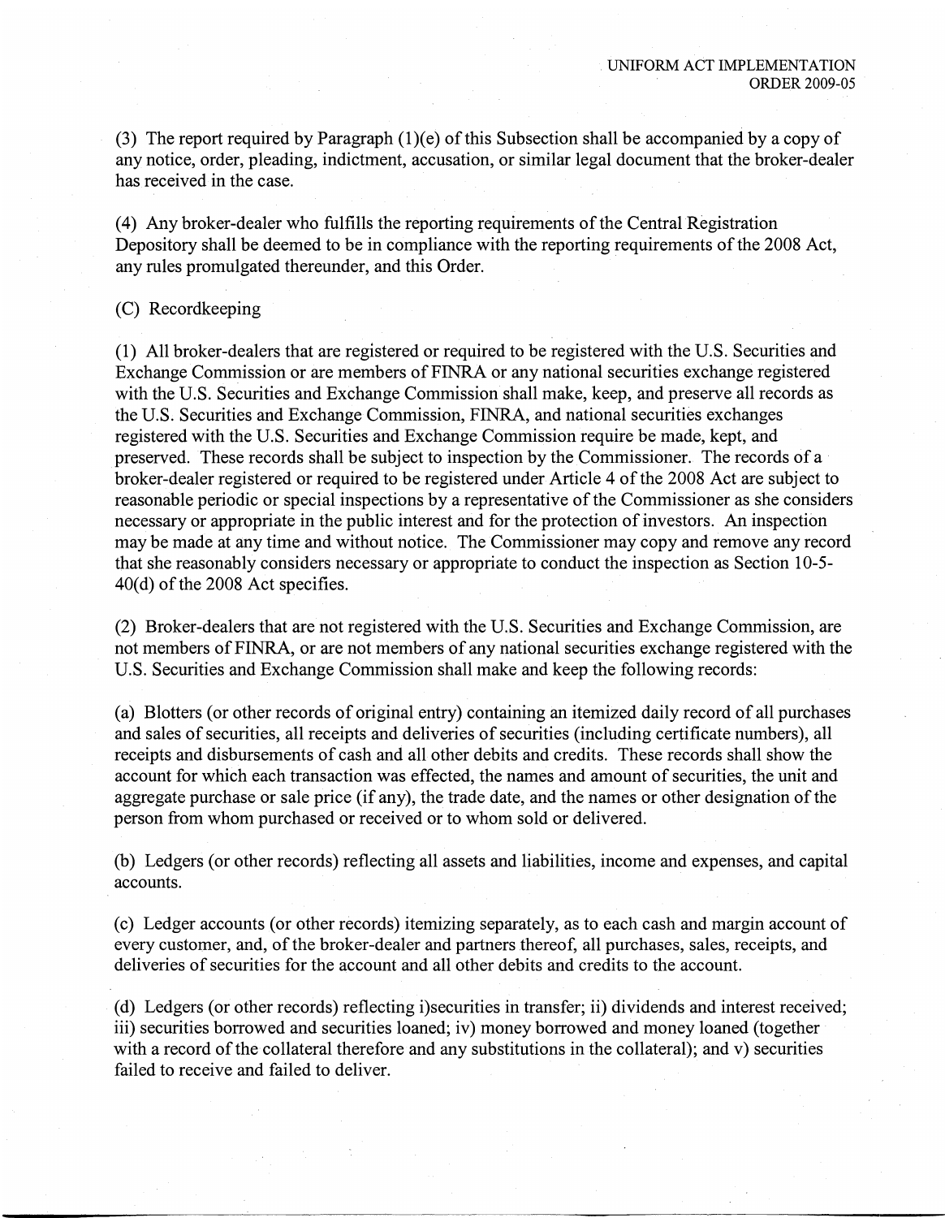(3) The report required by Paragraph (1)(e) of this Subsection shall be accompanied by a copy of any notice, order, pleading, indictment, accusation, or similar legal document that the broker-dealer has received in the case.

(4) Any broker-dealer who fulfills the reporting requirements of the Central Registration Depository shall be deemed to be in compliance with the reporting requirements of the 2008 Act, any rules promulgated thereunder, and this Order.

(C) Recordkeeping

(1) All broker-dealers that are registered or required to be registered with the U.S. Securities and Exchange Commission or are members of FINRA or any national securities exchange registered with the U.S. Securities and Exchange Commission shall make, keep, and preserve all records as the U.S. Securities and Exchange Commission, FINRA, and national securities exchanges registered with the U.S. Securities and Exchange Commission require be made, kept, and preserved. These records shall be subject to inspection by the Commissioner. The records of a broker-dealer registered or required to be registered under Article 4 of the 2008 Act are subject to reasonable periodic or special inspections by a representative of the Commissioner as she considers necessary or appropriate in the public interest and for the protection of investors. An inspection may be made at any time and without notice. The Commissioner may copy and remove any record that she reasonably considers necessary or appropriate to conduct the inspection as Section 10-5-40(d) of the 2008 Act specifies.

(2) Broker-dealers that are not registered with the U.S. Securities and Exchange Commission, are not members of FINRA, or are not members of any national securities exchange registered with the U.S. Securities and Exchange Commission shall make and keep the following records:

(a) Blotters (or other records of original entry) containing an itemized daily record of all purchases and sales of securities, all receipts and deliveries of securities (including certificate numbers), all receipts and disbursements of cash and all other debits and credits. These records shall show the account for which each transaction was effected, the names and amount of securities, the unit and aggregate purchase or sale price (if any), the trade date, and the names or other designation of the person from whom purchased or received or to whom sold or delivered.

(b) Ledgers (or other records) reflecting all assets and liabilities, income and expenses, and capital accounts.

(c) Ledger accounts (or other records) itemizing separately, as to each cash and margin account of every customer, and, of the broker-dealer and partners thereof, all purchases, sales, receipts, and deliveries of securities for the account and all other debits and credits to the account.

(d) Ledgers (or other records) reflecting i)securities in transfer; ii) dividends and interest received; iii) securities borrowed and securities loaned; iv) money borrowed and money loaned (together with a record of the collateral therefore and any substitutions in the collateral); and v) securities failed to receive and failed to deliver.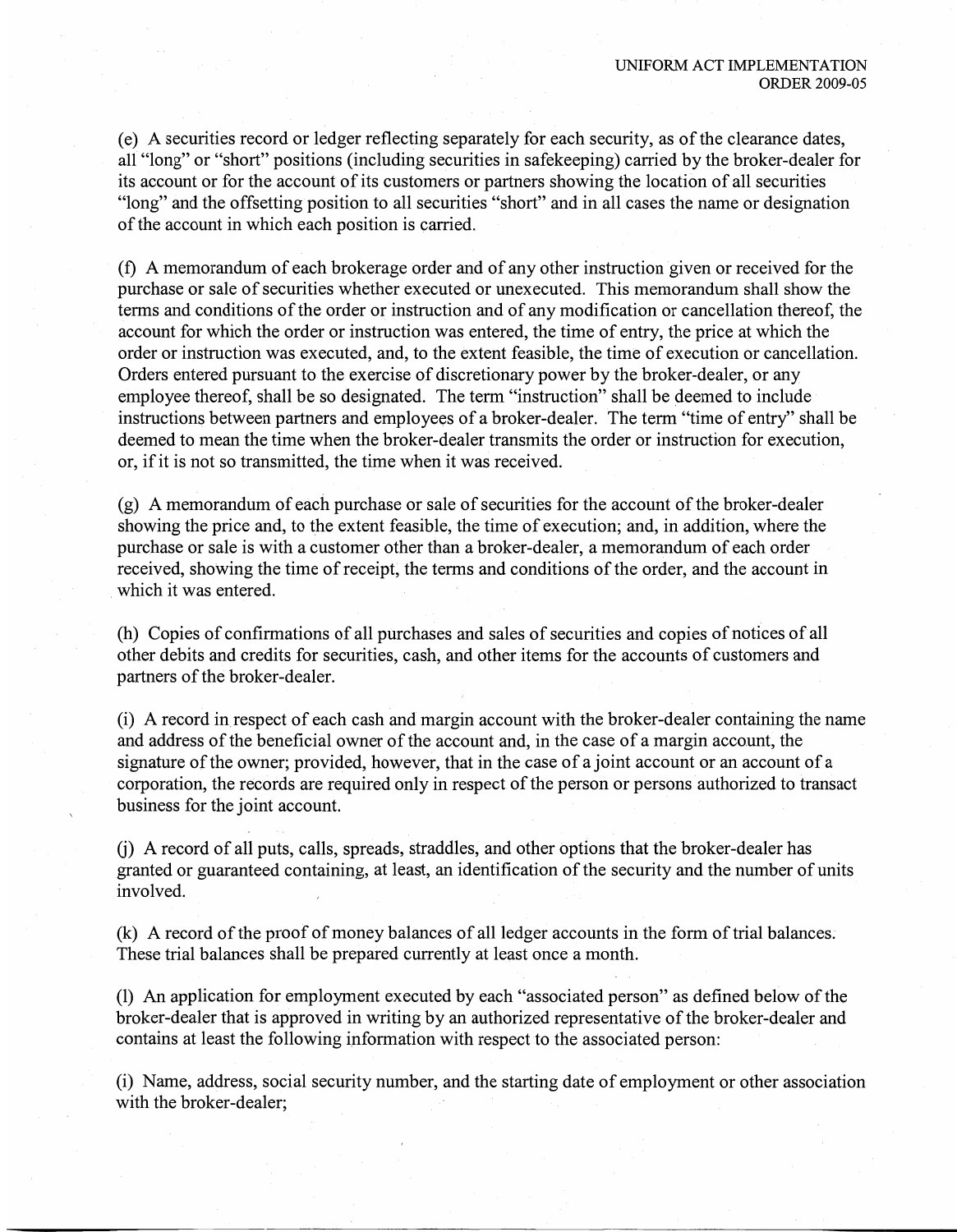(e) A securities record or ledger reflecting separately for each security, as of the clearance dates, all "long" or "short" positions (including securities in safekeeping) carried by the broker-dealer for its account or for the account of its customers or partners showing the location of all securities "long" and the offsetting position to all securities "short" and in all cases the name or designation of the account in which each position is carried.

(f) A memorandum of each brokerage order and of any other instruction given or received for the purchase or sale of securities whether executed or unexecuted. This memorandum shall show the terms and conditions of the order or instruction and of any modification or cancellation thereof, the account for which the order or instruction was entered, the time of entry, the price at which the order or instruction was executed, and, to the extent feasible, the time of execution or cancellation. Orders entered pursuant to the exercise of discretionary power by the broker-dealer, or any employee thereof, shall be so designated. The term "instruction" shall be deemed to include instructions between partners and employees of a broker-dealer. The term "time of entry" shall be deemed to mean the time when the broker-dealer transmits the order or instruction for execution, or, if it is not so transmitted, the time when it was received.

(g) A memorandum of each purchase or sale of securities for the account of the broker-dealer showing the price and, to the extent feasible, the time of execution; and, in addition, where the purchase or sale is with a customer other than a broker-dealer, a memorandum of each order received, showing the time of receipt, the terms and conditions of the order, and the account in which it was entered.

(h) Copies of confirmations of all purchases and sales of securities and copies of notices of all other debits and credits for securities, cash, and other items for the accounts of customers and partners of the broker-dealer.

(i) A record in respect of each cash and margin account with the broker-dealer containing the name and address of the beneficial owner of the account and, in the case of a margin account, the signature of the owner; provided, however, that in the case of a joint account or an account of a corporation, the records are required only in respect of the person or persons authorized to transact business for the joint account.

(j) A record of all puts, calls, spreads, straddles, and other options that the broker-dealer has granted or guaranteed containing, at least, an identification of the security and the number of units involved.

(k) A record of the proof of money balances of all ledger accounts in the form of trial balances. These trial balances shall be prepared currently at least once a month.

(l) An application for employment executed by each "associated person" as defined below of the broker-dealer that is approved in writing by an authorized representative of the broker-dealer and contains at least the following information with respect to the associated person:

(i) Name, address, social security number, and the starting date of employment or other association with the broker-dealer;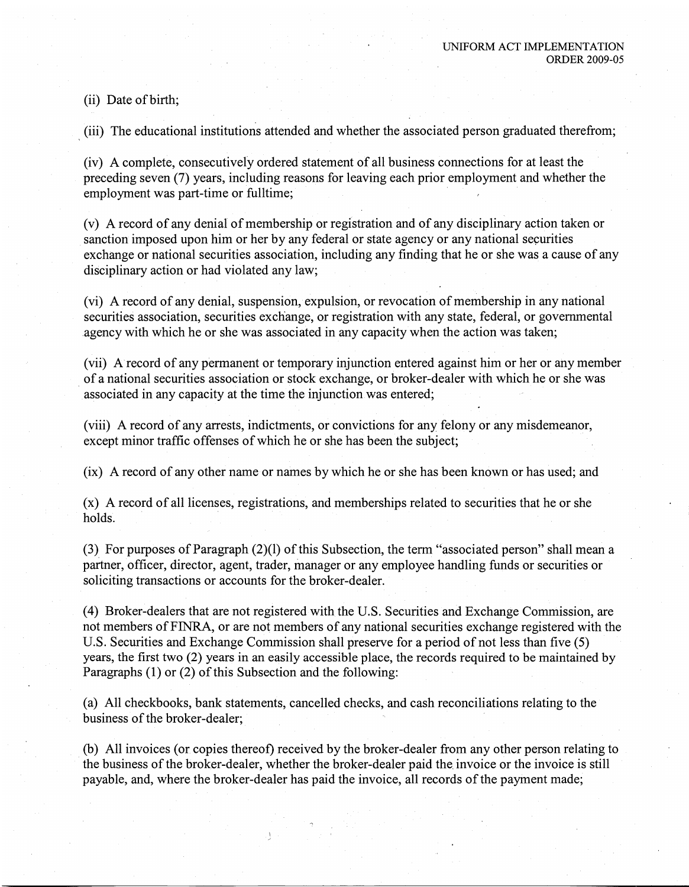(ii) Date of birth;

(iii) The educational institutions attended and whether the associated person graduated therefrom;

(iv) A complete, consecutively ordered statement of all business connections for at least the preceding seven (7) years, including reasons for leaving each prior employment and whether the employment was part-time or fulltime;

(v) A record of any denial of membership or registration and of any disciplinary action taken or sanction imposed upon him or her by any federal or state agency or any national securities exchange or national securities association, including any finding that he or she was a cause of any disciplinary action or had violated any law;

(vi) A record of any denial, suspension, expulsion, or revocation of membership in any national securities association, securities exchange, or registration with any state, federal, or governmental agency with which he or she was associated in any capacity when the action was taken;

(vii) A record of any permanent or temporary injunction entered against him or her or any member of a national securities association or stock exchange, or broker-dealer with which he or she was associated in any capacity at the time the injunction was entered;

(viii) A record of any arrests, indictments, or convictions for any felony or any misdemeanor, except minor traffic offenses of which he or she has been the subject;

(ix) A record of any other name or names by which he or she has been known or has used; and

(x) A record of all licenses, registrations, and memberships related to securities that he or she holds.

(3) For purposes of Paragraph (2)(l) of this Subsection, the term "associated person" shall mean a partner, officer, director, agent, trader, manager or any employee handling funds or securities or soliciting transactions or accounts for the broker-dealer.

(4) Broker-dealers that are not registered with the U.S. Securities and Exchange Commission, are not members of FINRA, or are not members of any national securities exchange registered with the U.S. Securities and Exchange Commission shall preserve for a period of not less than five (5) years, the first two (2) years in an easily accessible place, the records required to be maintained by Paragraphs (1) or (2) of this Subsection and the following:

(a) All checkbooks, bank statements, cancelled checks, and cash reconciliations relating to the business of the broker-dealer;

(b) All invoices (or copies thereof) received by the broker-dealer from any other person relating to the business of the broker-dealer, whether the broker-dealer paid the invoice or the invoice is still payable, and, where the broker-dealer has paid the invoice, all records of the payment made;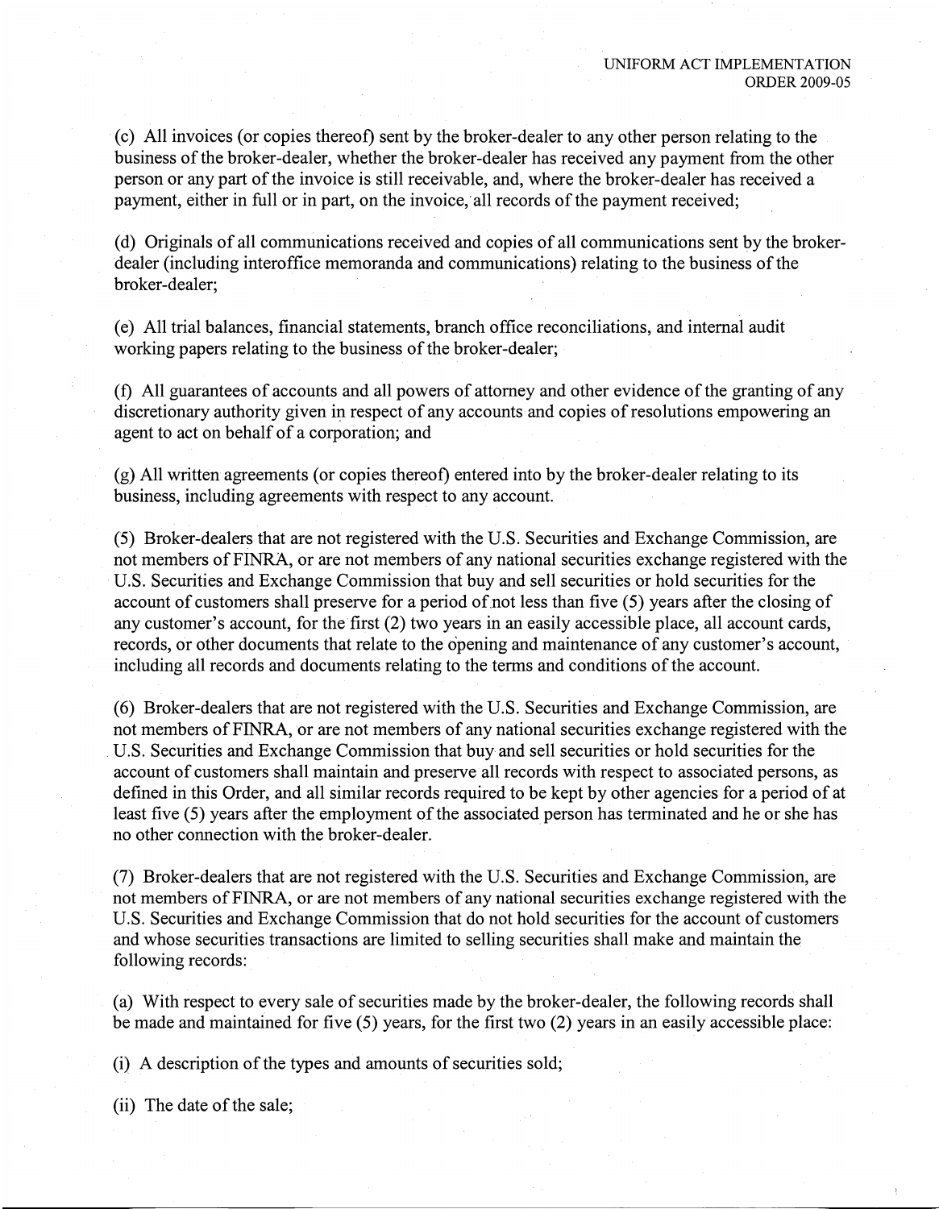(c) All invoices (or copies thereof) sent by the broker-dealer to any other person relating to the business of the broker-dealer, whether the broker-dealer has received any payment from the other person or any part of the invoice is still receivable, and, where the broker-dealer has received a payment, either in full or in part, on the invoice, all records of the payment received;

(d) Originals of all communications received and copies of all communications sent by the broker-dealer (including interoffice memoranda and communications) relating to the business of the broker-dealer;

(e) All trial balances, financial statements, branch office reconciliations, and internal audit working papers relating to the business of the broker-dealer;

(f) All guarantees of accounts and all powers of attorney and other evidence of the granting of any discretionary authority given in respect of any accounts and copies of resolutions empowering an agent to act on behalf of a corporation; and

(g) All written agreements (or copies thereof) entered into by the broker-dealer relating to its business, including agreements with respect to any account.

(5) Broker-dealers that are not registered with the U.S. Securities and Exchange Commission, are not members of FINRA, or are not members of any national securities exchange registered with the U.S. Securities and Exchange Commission that buy and sell securities or hold securities for the account of customers shall preserve for a period of not less than five (5) years after the closing of any customer's account, for the first (2) two years in an easily accessible place, all account cards, records, or other documents that relate to the opening and maintenance of any customer's account, including all records and documents relating to the terms and conditions of the account.

(6) Broker-dealers that are not registered with the U.S. Securities and Exchange Commission, are not members of FINRA, or are not members of any national securities exchange registered with the U.S. Securities and Exchange Commission that buy and sell securities or hold securities for the account of customers shall maintain and preserve all records with respect to associated persons, as defined in this Order, and all similar records required to be kept by other agencies for a period of at least five (5) years after the employment of the associated person has terminated and he or she has no other connection with the broker-dealer.

(7) Broker-dealers that are not registered with the U.S. Securities and Exchange Commission, are not members of FINRA, or are not members of any national securities exchange registered with the U.S. Securities and Exchange Commission that do not hold securities for the account of customers and whose securities transactions are limited to selling securities shall make and maintain the following records:

(a) With respect to every sale of securities made by the broker-dealer, the following records shall be made and maintained for five (5) years, for the first two (2) years in an easily accessible place:

(i) A description of the types and amounts of securities sold;

(ii) The date of the sale;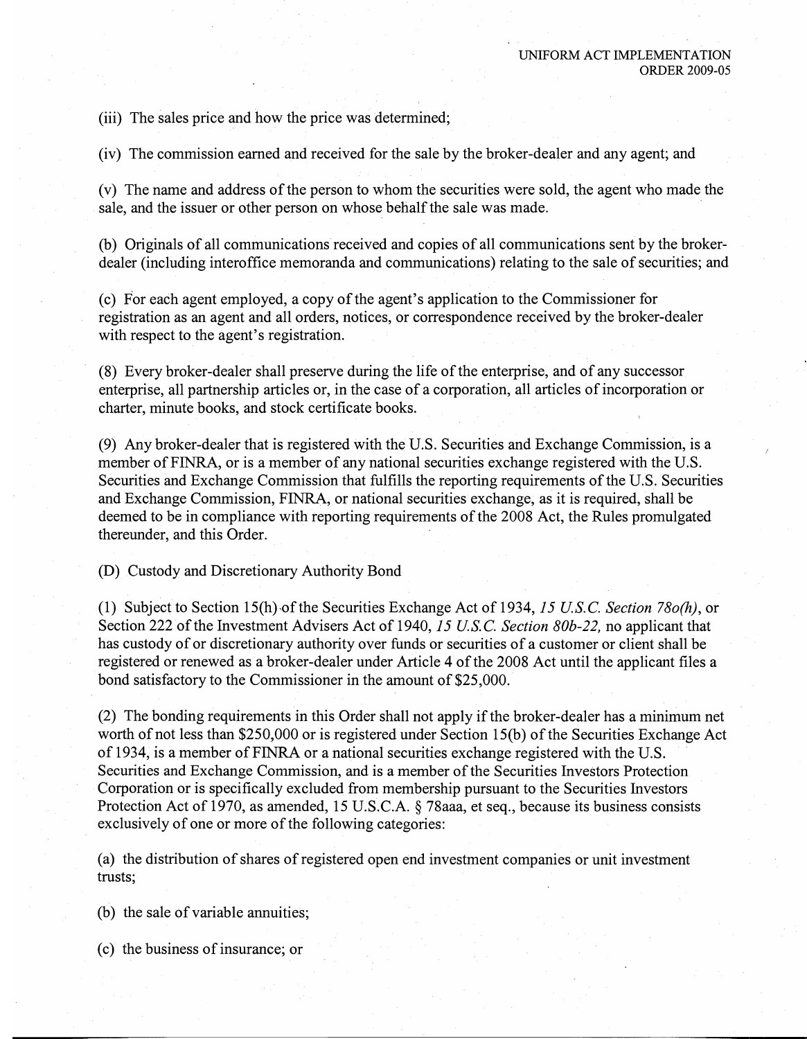(iii) The sales price and how the price was determined;

(iv) The commission earned and received for the sale by the broker-dealer and any agent; and

(v) The name and address of the person to whom the securities were sold, the agent who made the sale, and the issuer or other person on whose behalf the sale was made.

(b) Originals of all communications received and copies of all communications sent by the broker-dealer (including interoffice memoranda and communications) relating to the sale of securities; and

(c) For each agent employed, a copy of the agent's application to the Commissioner for registration as an agent and all orders, notices, or correspondence received by the broker-dealer with respect to the agent's registration.

(8) Every broker-dealer shall preserve during the life of the enterprise, and of any successor enterprise, all partnership articles or, in the case of a corporation, all articles of incorporation or charter, minute books, and stock certificate books.

(9) Any broker-dealer that is registered with the U.S. Securities and Exchange Commission, is a member of FINRA, or is a member of any national securities exchange registered with the U.S. Securities and Exchange Commission that fulfills the reporting requirements of the U.S. Securities and Exchange Commission, FINRA, or national securities exchange, as it is required, shall be deemed to be in compliance with reporting requirements of the 2008 Act, the Rules promulgated thereunder, and this Order.

(D) Custody and Discretionary Authority Bond

(1) Subject to Section 15(h) of the Securities Exchange Act of 1934, *15 U.S.C. Section 78o(h)*, or Section 222 of the Investment Advisers Act of 1940, *15 U.S.C. Section 80b-22,* no applicant that has custody of or discretionary authority over funds or securities of a customer or client shall be registered or renewed as a broker-dealer under Article 4 of the 2008 Act until the applicant files a bond satisfactory to the Commissioner in the amount of $25,000.

(2) The bonding requirements in this Order shall not apply if the broker-dealer has a minimum net worth of not less than $250,000 or is registered under Section 15(b) of the Securities Exchange Act of 1934, is a member of FINRA or a national securities exchange registered with the U.S. Securities and Exchange Commission, and is a member of the Securities Investors Protection Corporation or is specifically excluded from membership pursuant to the Securities Investors Protection Act of 1970, as amended, 15 U.S.C.A. § 78aaa, et seq., because its business consists exclusively of one or more of the following categories:

(a) the distribution of shares of registered open end investment companies or unit investment trusts;

(b) the sale of variable annuities;

(c) the business of insurance; or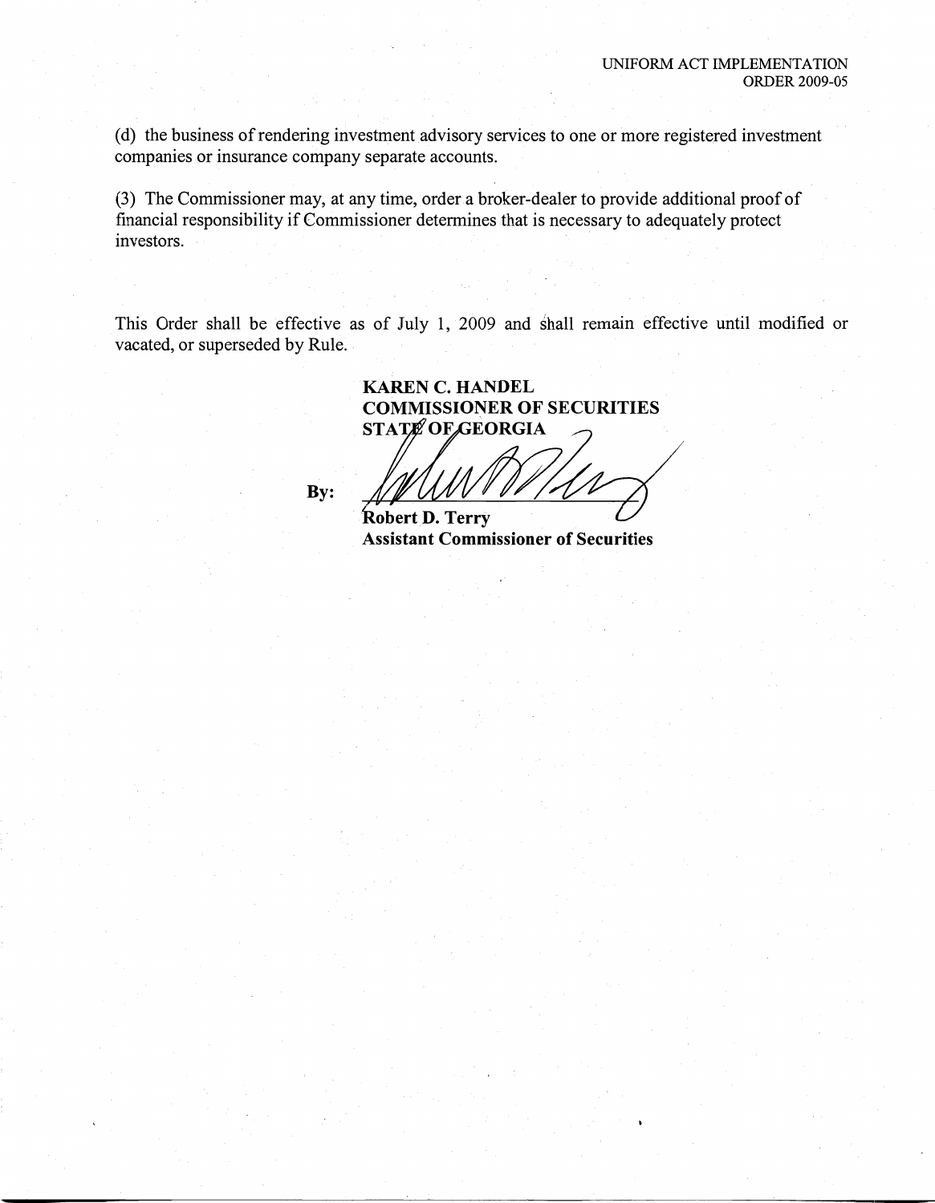(d) the business of rendering investment advisory services to one or more registered investment companies or insurance company separate accounts.

(3) The Commissioner may, at any time, order a broker-dealer to provide additional proof of financial responsibility if Commissioner determines that is necessary to adequately protect investors.

This Order shall be effective as of July 1, 2009 and shall remain effective until modified or vacated, or superseded by Rule.

**KAREN C. HANDEL**
**COMMISSIONER OF SECURITIES**
**STATE OF GEORGIA**

**By:**

**Robert D. Terry**
**Assistant Commissioner of Securities**